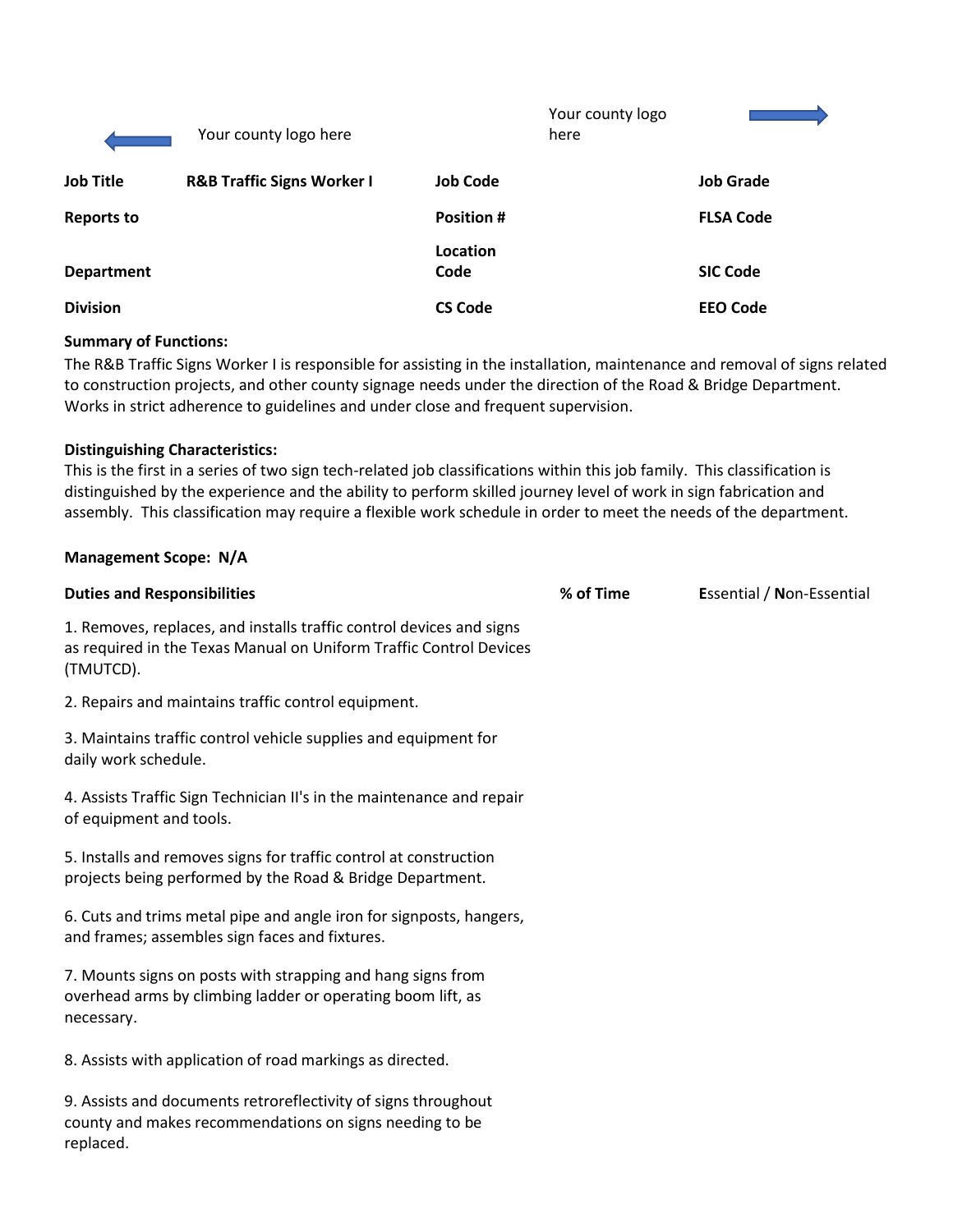Your county logo here

Your county logo here

| Job Title | R&B Traffic Signs Worker I | Job Code | | Job Grade | |
|---|---|---|---|---|---|
| Reports to | | Position # | | FLSA Code | |
| Department | | Location Code | | SIC Code | |
| Division | | CS Code | | EEO Code | |

**Summary of Functions:**
The R&B Traffic Signs Worker I is responsible for assisting in the installation, maintenance and removal of signs related to construction projects, and other county signage needs under the direction of the Road & Bridge Department. Works in strict adherence to guidelines and under close and frequent supervision.

**Distinguishing Characteristics:**
This is the first in a series of two sign tech-related job classifications within this job family. This classification is distinguished by the experience and the ability to perform skilled journey level of work in sign fabrication and assembly. This classification may require a flexible work schedule in order to meet the needs of the department.

**Management Scope: N/A**

| Duties and Responsibilities | % of Time | **E**ssential / **N**on-Essential |
|---|---|---|
| 1. Removes, replaces, and installs traffic control devices and signs as required in the Texas Manual on Uniform Traffic Control Devices (TMUTCD). | | |
| 2. Repairs and maintains traffic control equipment. | | |
| 3. Maintains traffic control vehicle supplies and equipment for daily work schedule. | | |
| 4. Assists Traffic Sign Technician II's in the maintenance and repair of equipment and tools. | | |
| 5. Installs and removes signs for traffic control at construction projects being performed by the Road & Bridge Department. | | |
| 6. Cuts and trims metal pipe and angle iron for signposts, hangers, and frames; assembles sign faces and fixtures. | | |
| 7. Mounts signs on posts with strapping and hang signs from overhead arms by climbing ladder or operating boom lift, as necessary. | | |
| 8. Assists with application of road markings as directed. | | |
| 9. Assists and documents retroreflectivity of signs throughout county and makes recommendations on signs needing to be replaced. | | |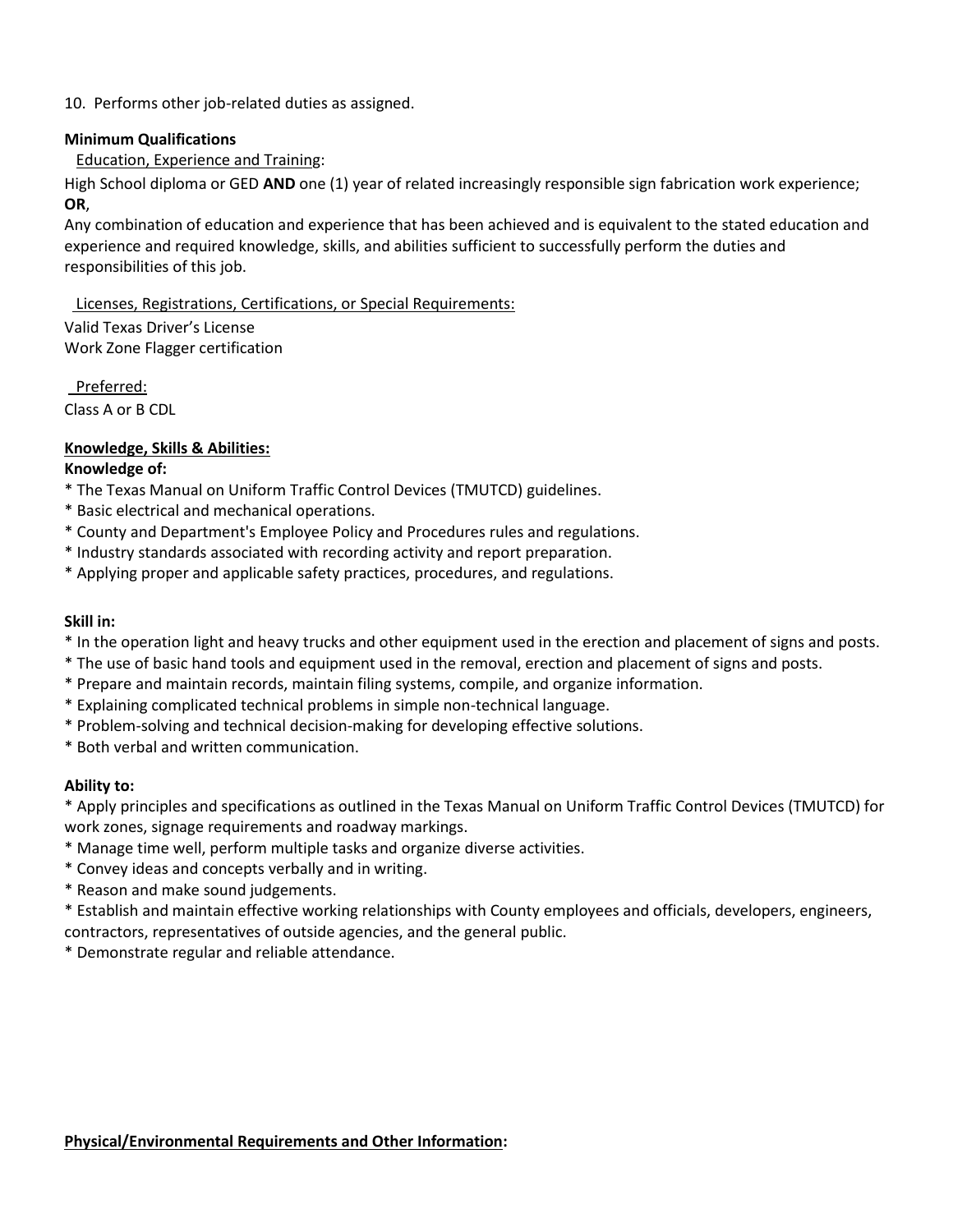10. Performs other job-related duties as assigned.

**Minimum Qualifications**

Education, Experience and Training:

High School diploma or GED **AND** one (1) year of related increasingly responsible sign fabrication work experience; **OR**,

Any combination of education and experience that has been achieved and is equivalent to the stated education and experience and required knowledge, skills, and abilities sufficient to successfully perform the duties and responsibilities of this job.

Licenses, Registrations, Certifications, or Special Requirements:

Valid Texas Driver's License
Work Zone Flagger certification

Preferred:

Class A or B CDL

**Knowledge, Skills & Abilities:**

**Knowledge of:**

* The Texas Manual on Uniform Traffic Control Devices (TMUTCD) guidelines.
* Basic electrical and mechanical operations.
* County and Department's Employee Policy and Procedures rules and regulations.
* Industry standards associated with recording activity and report preparation.
* Applying proper and applicable safety practices, procedures, and regulations.

**Skill in:**

* In the operation light and heavy trucks and other equipment used in the erection and placement of signs and posts.
* The use of basic hand tools and equipment used in the removal, erection and placement of signs and posts.
* Prepare and maintain records, maintain filing systems, compile, and organize information.
* Explaining complicated technical problems in simple non-technical language.
* Problem-solving and technical decision-making for developing effective solutions.
* Both verbal and written communication.

**Ability to:**

* Apply principles and specifications as outlined in the Texas Manual on Uniform Traffic Control Devices (TMUTCD) for work zones, signage requirements and roadway markings.
* Manage time well, perform multiple tasks and organize diverse activities.
* Convey ideas and concepts verbally and in writing.
* Reason and make sound judgements.
* Establish and maintain effective working relationships with County employees and officials, developers, engineers, contractors, representatives of outside agencies, and the general public.
* Demonstrate regular and reliable attendance.

**Physical/Environmental Requirements and Other Information:**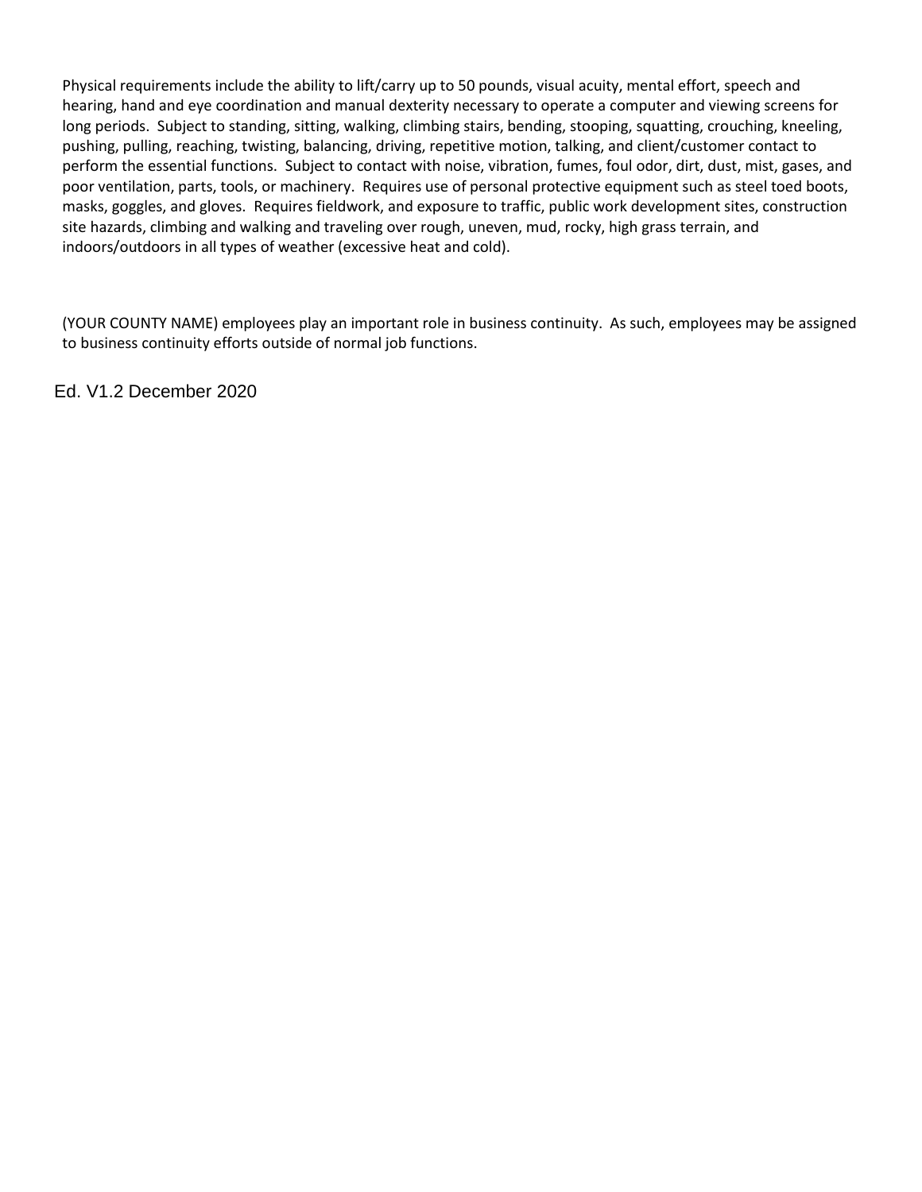Physical requirements include the ability to lift/carry up to 50 pounds, visual acuity, mental effort, speech and hearing, hand and eye coordination and manual dexterity necessary to operate a computer and viewing screens for long periods. Subject to standing, sitting, walking, climbing stairs, bending, stooping, squatting, crouching, kneeling, pushing, pulling, reaching, twisting, balancing, driving, repetitive motion, talking, and client/customer contact to perform the essential functions. Subject to contact with noise, vibration, fumes, foul odor, dirt, dust, mist, gases, and poor ventilation, parts, tools, or machinery. Requires use of personal protective equipment such as steel toed boots, masks, goggles, and gloves. Requires fieldwork, and exposure to traffic, public work development sites, construction site hazards, climbing and walking and traveling over rough, uneven, mud, rocky, high grass terrain, and indoors/outdoors in all types of weather (excessive heat and cold).

(YOUR COUNTY NAME) employees play an important role in business continuity. As such, employees may be assigned to business continuity efforts outside of normal job functions.

Ed. V1.2 December 2020